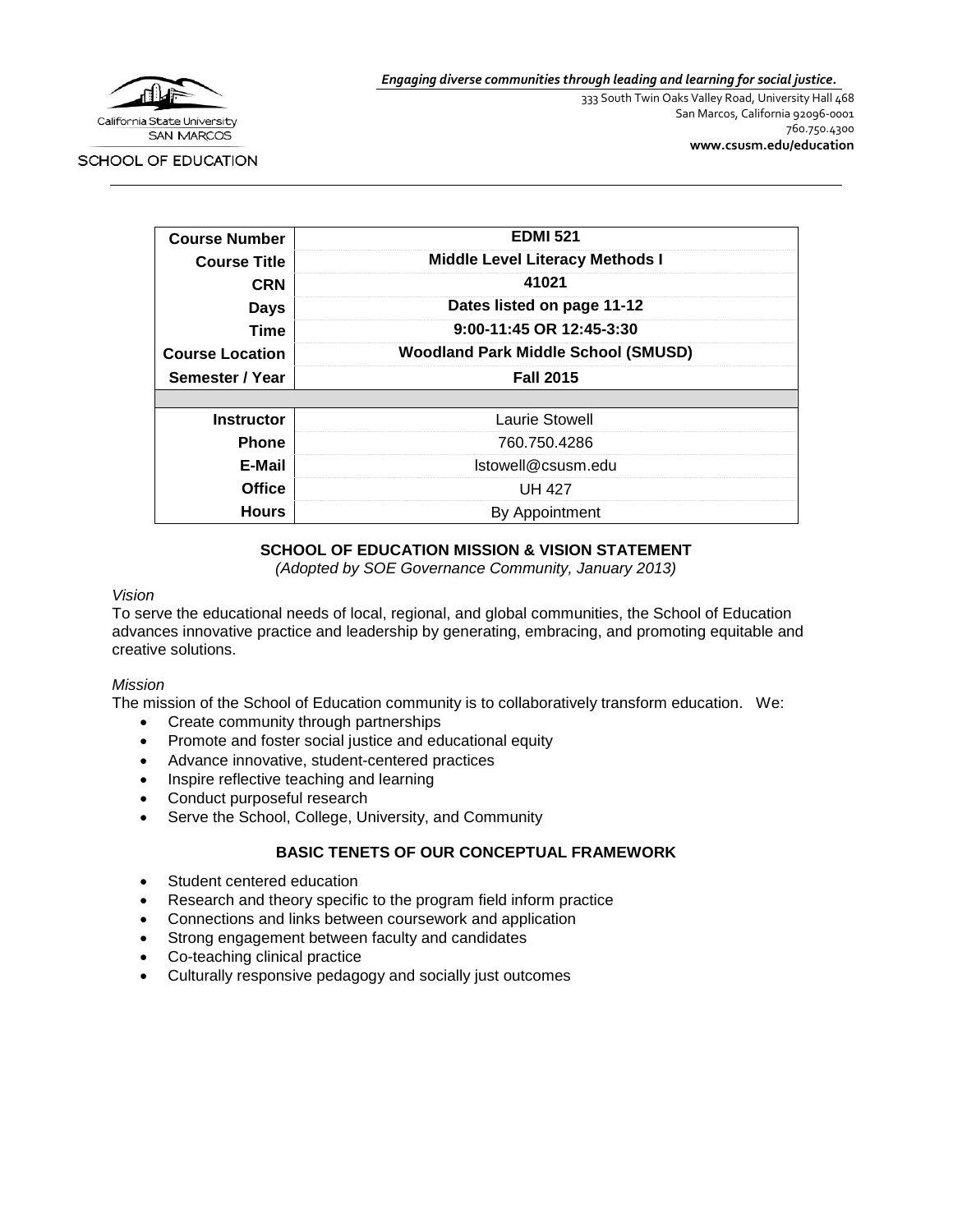California State University SAN MARCOS

SCHOOL OF EDUCATION

*Engaging diverse communities through leading and learning for social justice.*

333 South Twin Oaks Valley Road, University Hall 468
San Marcos, California 92096-0001
760.750.4300
**www.csusm.edu/education**

| | |
|---|---|
| **Course Number** | **EDMI 521** |
| **Course Title** | **Middle Level Literacy Methods I** |
| **CRN** | **41021** |
| **Days** | **Dates listed on page 11-12** |
| **Time** | **9:00-11:45 OR 12:45-3:30** |
| **Course Location** | **Woodland Park Middle School (SMUSD)** |
| **Semester / Year** | **Fall 2015** |
| | |
| **Instructor** | Laurie Stowell |
| **Phone** | 760.750.4286 |
| **E-Mail** | lstowell@csusm.edu |
| **Office** | UH 427 |
| **Hours** | By Appointment |

## SCHOOL OF EDUCATION MISSION & VISION STATEMENT

*(Adopted by SOE Governance Community, January 2013)*

*Vision*

To serve the educational needs of local, regional, and global communities, the School of Education advances innovative practice and leadership by generating, embracing, and promoting equitable and creative solutions.

*Mission*

The mission of the School of Education community is to collaboratively transform education. We:

- Create community through partnerships
- Promote and foster social justice and educational equity
- Advance innovative, student-centered practices
- Inspire reflective teaching and learning
- Conduct purposeful research
- Serve the School, College, University, and Community

## BASIC TENETS OF OUR CONCEPTUAL FRAMEWORK

- Student centered education
- Research and theory specific to the program field inform practice
- Connections and links between coursework and application
- Strong engagement between faculty and candidates
- Co-teaching clinical practice
- Culturally responsive pedagogy and socially just outcomes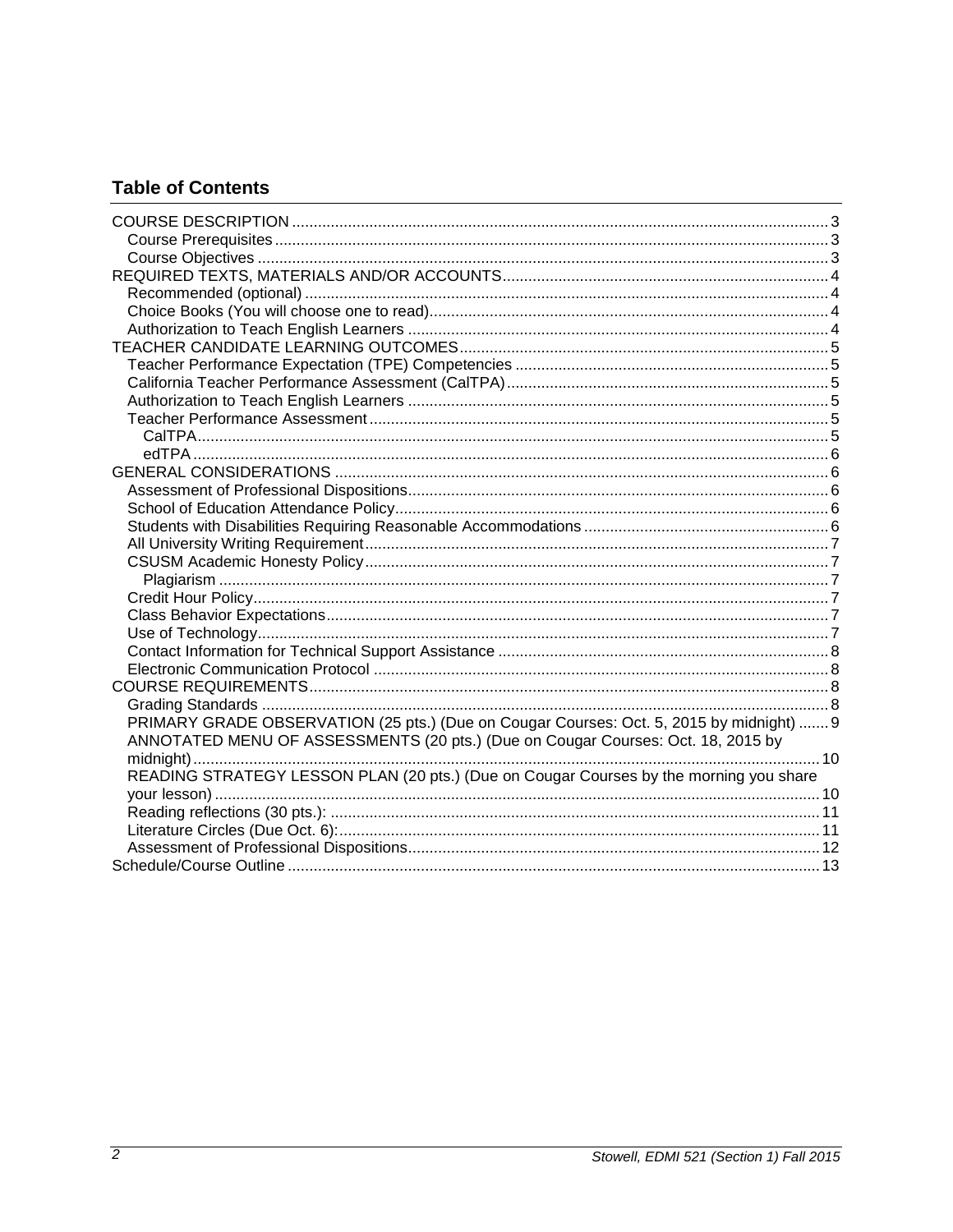## Table of Contents

COURSE DESCRIPTION ............................................................................................................... 3
- Course Prerequisites ............................................................................................................ 3
- Course Objectives ................................................................................................................ 3

REQUIRED TEXTS, MATERIALS AND/OR ACCOUNTS ........................................................... 4
- Recommended (optional) ...................................................................................................... 4
- Choice Books (You will choose one to read) .......................................................................... 4
- Authorization to Teach English Learners ............................................................................... 4

TEACHER CANDIDATE LEARNING OUTCOMES ..................................................................... 5
- Teacher Performance Expectation (TPE) Competencies ......................................................... 5
- California Teacher Performance Assessment (CalTPA) .......................................................... 5
- Authorization to Teach English Learners ............................................................................... 5
- Teacher Performance Assessment ......................................................................................... 5
  - CalTPA ............................................................................................................................ 5
  - edTPA ............................................................................................................................. 6

GENERAL CONSIDERATIONS .................................................................................................. 6
- Assessment of Professional Dispositions ................................................................................ 6
- School of Education Attendance Policy .................................................................................. 6
- Students with Disabilities Requiring Reasonable Accommodations ......................................... 6
- All University Writing Requirement ........................................................................................ 7
- CSUSM Academic Honesty Policy .......................................................................................... 7
  - Plagiarism ........................................................................................................................ 7
- Credit Hour Policy ................................................................................................................. 7
- Class Behavior Expectations .................................................................................................. 7
- Use of Technology ................................................................................................................. 7
- Contact Information for Technical Support Assistance ........................................................... 8
- Electronic Communication Protocol ....................................................................................... 8

COURSE REQUIREMENTS ........................................................................................................ 8
- Grading Standards ................................................................................................................ 8
- PRIMARY GRADE OBSERVATION (25 pts.) (Due on Cougar Courses: Oct. 5, 2015 by midnight) ....... 9
- ANNOTATED MENU OF ASSESSMENTS (20 pts.) (Due on Cougar Courses: Oct. 18, 2015 by midnight) ........................................................................................................................... 10
- READING STRATEGY LESSON PLAN (20 pts.) (Due on Cougar Courses by the morning you share your lesson) ....................................................................................................................... 10
- Reading reflections (30 pts.): ................................................................................................ 11
- Literature Circles (Due Oct. 6): .............................................................................................. 11
- Assessment of Professional Dispositions ................................................................................ 12

Schedule/Course Outline ........................................................................................................... 13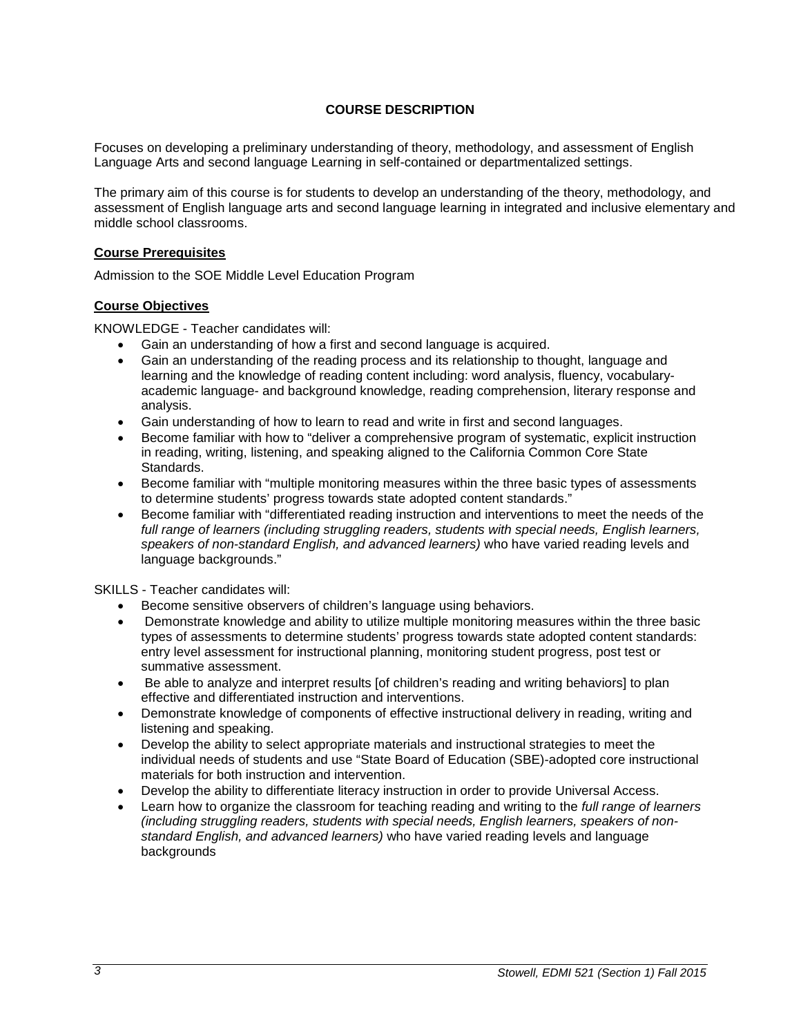## COURSE DESCRIPTION

Focuses on developing a preliminary understanding of theory, methodology, and assessment of English Language Arts and second language Learning in self-contained or departmentalized settings.

The primary aim of this course is for students to develop an understanding of the theory, methodology, and assessment of English language arts and second language learning in integrated and inclusive elementary and middle school classrooms.

### Course Prerequisites

Admission to the SOE Middle Level Education Program

### Course Objectives

KNOWLEDGE - Teacher candidates will:

- Gain an understanding of how a first and second language is acquired.
- Gain an understanding of the reading process and its relationship to thought, language and learning and the knowledge of reading content including: word analysis, fluency, vocabulary-academic language- and background knowledge, reading comprehension, literary response and analysis.
- Gain understanding of how to learn to read and write in first and second languages.
- Become familiar with how to "deliver a comprehensive program of systematic, explicit instruction in reading, writing, listening, and speaking aligned to the California Common Core State Standards.
- Become familiar with "multiple monitoring measures within the three basic types of assessments to determine students' progress towards state adopted content standards."
- Become familiar with "differentiated reading instruction and interventions to meet the needs of the *full range of learners (including struggling readers, students with special needs, English learners, speakers of non-standard English, and advanced learners)* who have varied reading levels and language backgrounds."

SKILLS - Teacher candidates will:

- Become sensitive observers of children's language using behaviors.
- Demonstrate knowledge and ability to utilize multiple monitoring measures within the three basic types of assessments to determine students' progress towards state adopted content standards: entry level assessment for instructional planning, monitoring student progress, post test or summative assessment.
- Be able to analyze and interpret results [of children's reading and writing behaviors] to plan effective and differentiated instruction and interventions.
- Demonstrate knowledge of components of effective instructional delivery in reading, writing and listening and speaking.
- Develop the ability to select appropriate materials and instructional strategies to meet the individual needs of students and use "State Board of Education (SBE)-adopted core instructional materials for both instruction and intervention.
- Develop the ability to differentiate literacy instruction in order to provide Universal Access.
- Learn how to organize the classroom for teaching reading and writing to the *full range of learners (including struggling readers, students with special needs, English learners, speakers of non-standard English, and advanced learners)* who have varied reading levels and language backgrounds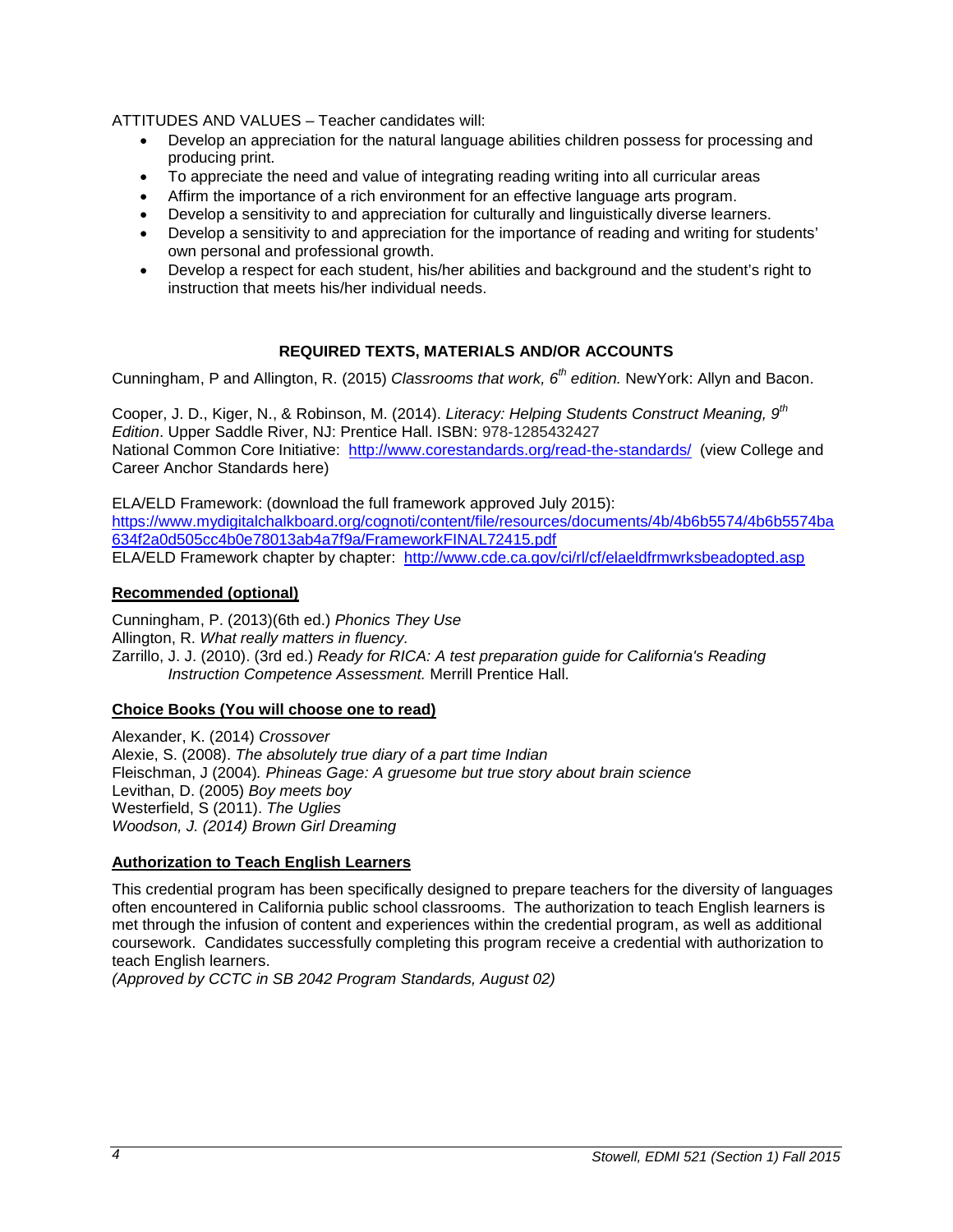ATTITUDES AND VALUES – Teacher candidates will:

- Develop an appreciation for the natural language abilities children possess for processing and producing print.
- To appreciate the need and value of integrating reading writing into all curricular areas
- Affirm the importance of a rich environment for an effective language arts program.
- Develop a sensitivity to and appreciation for culturally and linguistically diverse learners.
- Develop a sensitivity to and appreciation for the importance of reading and writing for students' own personal and professional growth.
- Develop a respect for each student, his/her abilities and background and the student's right to instruction that meets his/her individual needs.

## REQUIRED TEXTS, MATERIALS AND/OR ACCOUNTS

Cunningham, P and Allington, R. (2015) *Classrooms that work, 6th edition.* NewYork: Allyn and Bacon.

Cooper, J. D., Kiger, N., & Robinson, M. (2014). *Literacy: Helping Students Construct Meaning, 9th Edition*. Upper Saddle River, NJ: Prentice Hall. ISBN: 978-1285432427
National Common Core Initiative: http://www.corestandards.org/read-the-standards/ (view College and Career Anchor Standards here)

ELA/ELD Framework: (download the full framework approved July 2015):
https://www.mydigitalchalkboard.org/cognoti/content/file/resources/documents/4b/4b6b5574/4b6b5574ba634f2a0d505cc4b0e78013ab4a7f9a/FrameworkFINAL72415.pdf
ELA/ELD Framework chapter by chapter: http://www.cde.ca.gov/ci/rl/cf/elaeldfrmwrksbeadopted.asp

### Recommended (optional)

Cunningham, P. (2013)(6th ed.) *Phonics They Use*
Allington, R. *What really matters in fluency.*
Zarrillo, J. J. (2010). (3rd ed.) *Ready for RICA: A test preparation guide for California's Reading Instruction Competence Assessment.* Merrill Prentice Hall.

### Choice Books (You will choose one to read)

Alexander, K. (2014) *Crossover*
Alexie, S. (2008). *The absolutely true diary of a part time Indian*
Fleischman, J (2004). *Phineas Gage: A gruesome but true story about brain science*
Levithan, D. (2005) *Boy meets boy*
Westerfield, S (2011). *The Uglies*
*Woodson, J. (2014) Brown Girl Dreaming*

### Authorization to Teach English Learners

This credential program has been specifically designed to prepare teachers for the diversity of languages often encountered in California public school classrooms. The authorization to teach English learners is met through the infusion of content and experiences within the credential program, as well as additional coursework. Candidates successfully completing this program receive a credential with authorization to teach English learners.
*(Approved by CCTC in SB 2042 Program Standards, August 02)*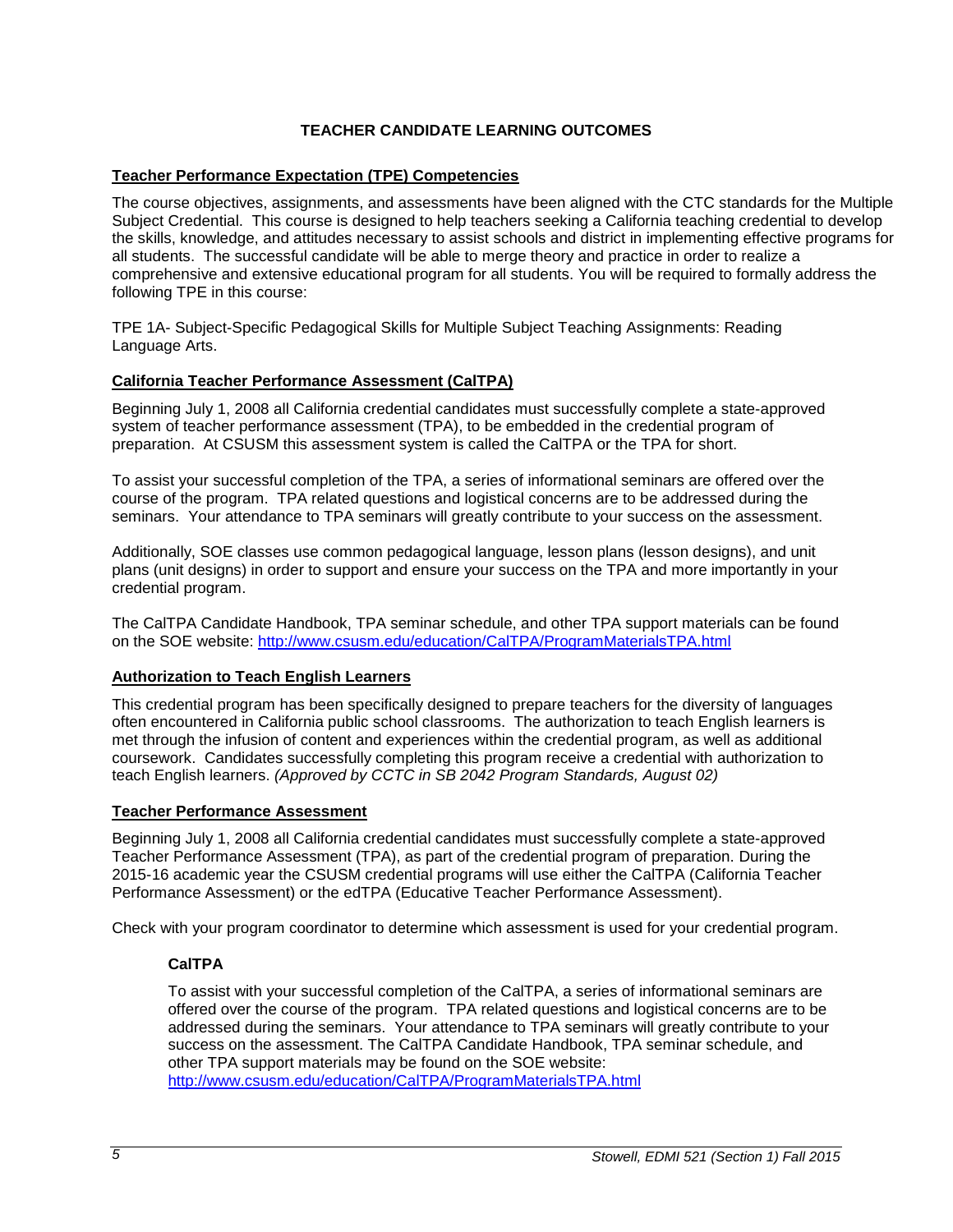## TEACHER CANDIDATE LEARNING OUTCOMES

### Teacher Performance Expectation (TPE) Competencies

The course objectives, assignments, and assessments have been aligned with the CTC standards for the Multiple Subject Credential. This course is designed to help teachers seeking a California teaching credential to develop the skills, knowledge, and attitudes necessary to assist schools and district in implementing effective programs for all students. The successful candidate will be able to merge theory and practice in order to realize a comprehensive and extensive educational program for all students. You will be required to formally address the following TPE in this course:

TPE 1A- Subject-Specific Pedagogical Skills for Multiple Subject Teaching Assignments: Reading Language Arts.

### California Teacher Performance Assessment (CalTPA)

Beginning July 1, 2008 all California credential candidates must successfully complete a state-approved system of teacher performance assessment (TPA), to be embedded in the credential program of preparation. At CSUSM this assessment system is called the CalTPA or the TPA for short.

To assist your successful completion of the TPA, a series of informational seminars are offered over the course of the program. TPA related questions and logistical concerns are to be addressed during the seminars. Your attendance to TPA seminars will greatly contribute to your success on the assessment.

Additionally, SOE classes use common pedagogical language, lesson plans (lesson designs), and unit plans (unit designs) in order to support and ensure your success on the TPA and more importantly in your credential program.

The CalTPA Candidate Handbook, TPA seminar schedule, and other TPA support materials can be found on the SOE website: http://www.csusm.edu/education/CalTPA/ProgramMaterialsTPA.html

### Authorization to Teach English Learners

This credential program has been specifically designed to prepare teachers for the diversity of languages often encountered in California public school classrooms. The authorization to teach English learners is met through the infusion of content and experiences within the credential program, as well as additional coursework. Candidates successfully completing this program receive a credential with authorization to teach English learners. *(Approved by CCTC in SB 2042 Program Standards, August 02)*

### Teacher Performance Assessment

Beginning July 1, 2008 all California credential candidates must successfully complete a state-approved Teacher Performance Assessment (TPA), as part of the credential program of preparation. During the 2015-16 academic year the CSUSM credential programs will use either the CalTPA (California Teacher Performance Assessment) or the edTPA (Educative Teacher Performance Assessment).

Check with your program coordinator to determine which assessment is used for your credential program.

#### CalTPA

To assist with your successful completion of the CalTPA, a series of informational seminars are offered over the course of the program. TPA related questions and logistical concerns are to be addressed during the seminars. Your attendance to TPA seminars will greatly contribute to your success on the assessment. The CalTPA Candidate Handbook, TPA seminar schedule, and other TPA support materials may be found on the SOE website: http://www.csusm.edu/education/CalTPA/ProgramMaterialsTPA.html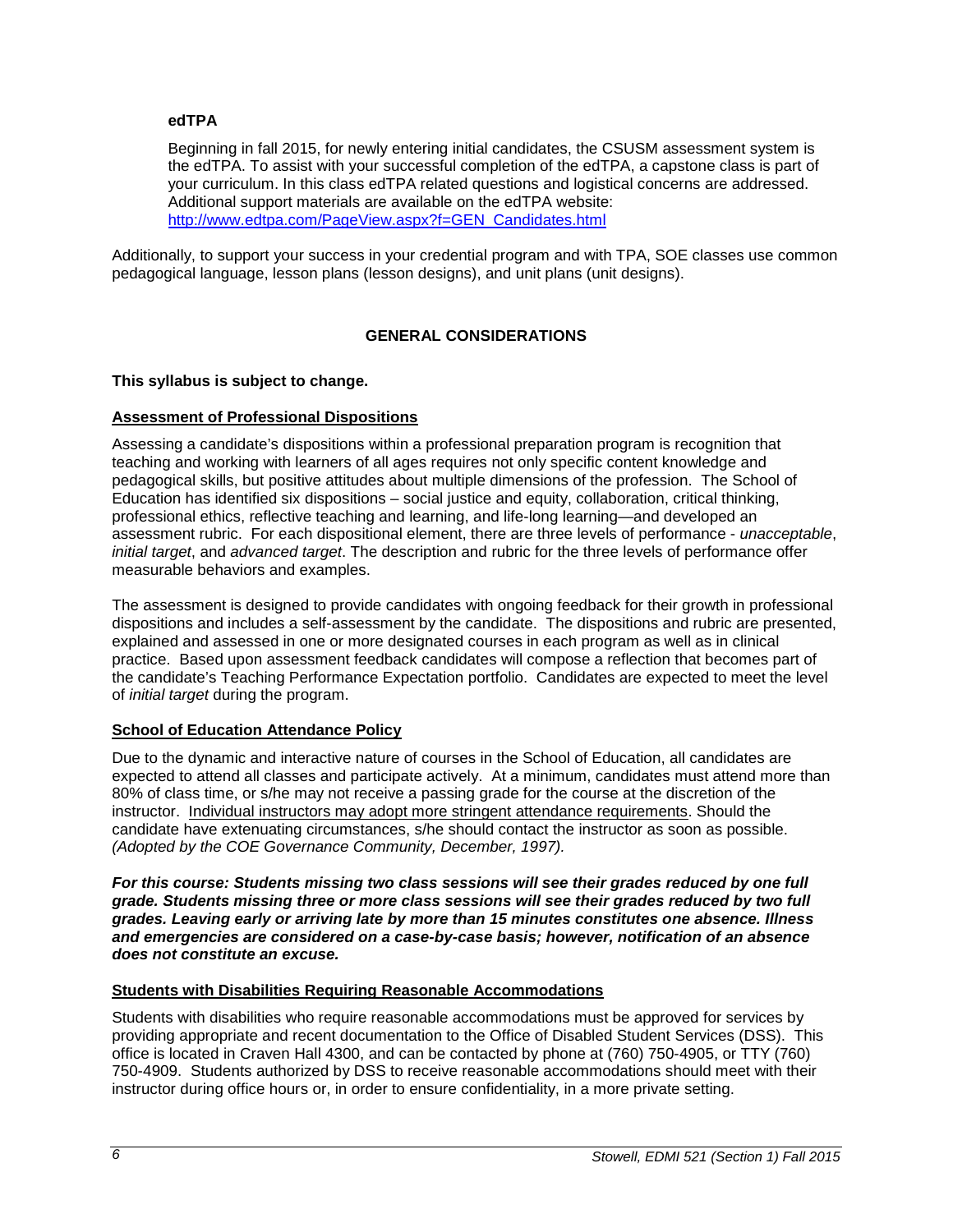**edTPA**

Beginning in fall 2015, for newly entering initial candidates, the CSUSM assessment system is the edTPA. To assist with your successful completion of the edTPA, a capstone class is part of your curriculum. In this class edTPA related questions and logistical concerns are addressed. Additional support materials are available on the edTPA website: [http://www.edtpa.com/PageView.aspx?f=GEN_Candidates.html](http://www.edtpa.com/PageView.aspx?f=GEN_Candidates.html)

Additionally, to support your success in your credential program and with TPA, SOE classes use common pedagogical language, lesson plans (lesson designs), and unit plans (unit designs).

## GENERAL CONSIDERATIONS

**This syllabus is subject to change.**

### Assessment of Professional Dispositions

Assessing a candidate's dispositions within a professional preparation program is recognition that teaching and working with learners of all ages requires not only specific content knowledge and pedagogical skills, but positive attitudes about multiple dimensions of the profession. The School of Education has identified six dispositions – social justice and equity, collaboration, critical thinking, professional ethics, reflective teaching and learning, and life-long learning—and developed an assessment rubric. For each dispositional element, there are three levels of performance - *unacceptable*, *initial target*, and *advanced target*. The description and rubric for the three levels of performance offer measurable behaviors and examples.

The assessment is designed to provide candidates with ongoing feedback for their growth in professional dispositions and includes a self-assessment by the candidate. The dispositions and rubric are presented, explained and assessed in one or more designated courses in each program as well as in clinical practice. Based upon assessment feedback candidates will compose a reflection that becomes part of the candidate's Teaching Performance Expectation portfolio. Candidates are expected to meet the level of *initial target* during the program.

### School of Education Attendance Policy

Due to the dynamic and interactive nature of courses in the School of Education, all candidates are expected to attend all classes and participate actively. At a minimum, candidates must attend more than 80% of class time, or s/he may not receive a passing grade for the course at the discretion of the instructor. Individual instructors may adopt more stringent attendance requirements. Should the candidate have extenuating circumstances, s/he should contact the instructor as soon as possible. *(Adopted by the COE Governance Community, December, 1997).*

***For this course: Students missing two class sessions will see their grades reduced by one full grade. Students missing three or more class sessions will see their grades reduced by two full grades. Leaving early or arriving late by more than 15 minutes constitutes one absence. Illness and emergencies are considered on a case-by-case basis; however, notification of an absence does not constitute an excuse.***

### Students with Disabilities Requiring Reasonable Accommodations

Students with disabilities who require reasonable accommodations must be approved for services by providing appropriate and recent documentation to the Office of Disabled Student Services (DSS). This office is located in Craven Hall 4300, and can be contacted by phone at (760) 750-4905, or TTY (760) 750-4909. Students authorized by DSS to receive reasonable accommodations should meet with their instructor during office hours or, in order to ensure confidentiality, in a more private setting.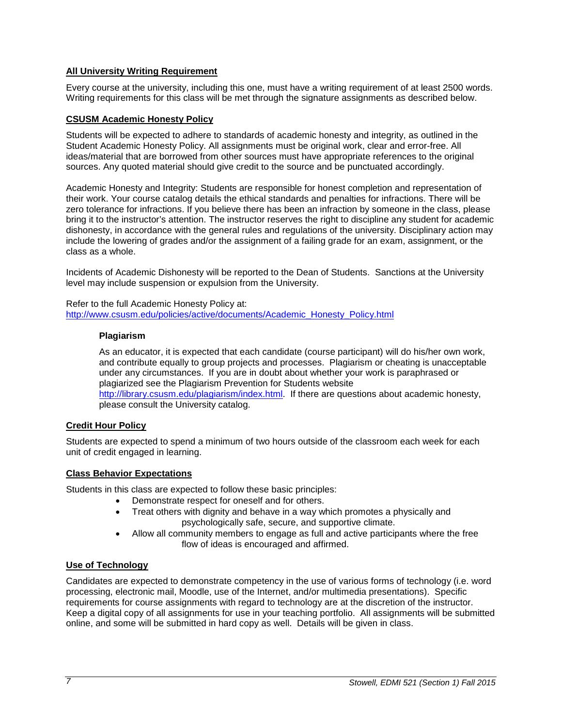## All University Writing Requirement

Every course at the university, including this one, must have a writing requirement of at least 2500 words. Writing requirements for this class will be met through the signature assignments as described below.

## CSUSM Academic Honesty Policy

Students will be expected to adhere to standards of academic honesty and integrity, as outlined in the Student Academic Honesty Policy. All assignments must be original work, clear and error-free. All ideas/material that are borrowed from other sources must have appropriate references to the original sources. Any quoted material should give credit to the source and be punctuated accordingly.

Academic Honesty and Integrity: Students are responsible for honest completion and representation of their work. Your course catalog details the ethical standards and penalties for infractions. There will be zero tolerance for infractions. If you believe there has been an infraction by someone in the class, please bring it to the instructor's attention. The instructor reserves the right to discipline any student for academic dishonesty, in accordance with the general rules and regulations of the university. Disciplinary action may include the lowering of grades and/or the assignment of a failing grade for an exam, assignment, or the class as a whole.

Incidents of Academic Dishonesty will be reported to the Dean of Students. Sanctions at the University level may include suspension or expulsion from the University.

Refer to the full Academic Honesty Policy at:
http://www.csusm.edu/policies/active/documents/Academic_Honesty_Policy.html

### Plagiarism

As an educator, it is expected that each candidate (course participant) will do his/her own work, and contribute equally to group projects and processes. Plagiarism or cheating is unacceptable under any circumstances. If you are in doubt about whether your work is paraphrased or plagiarized see the Plagiarism Prevention for Students website http://library.csusm.edu/plagiarism/index.html. If there are questions about academic honesty, please consult the University catalog.

## Credit Hour Policy

Students are expected to spend a minimum of two hours outside of the classroom each week for each unit of credit engaged in learning.

## Class Behavior Expectations

Students in this class are expected to follow these basic principles:

- Demonstrate respect for oneself and for others.
- Treat others with dignity and behave in a way which promotes a physically and psychologically safe, secure, and supportive climate.
- Allow all community members to engage as full and active participants where the free flow of ideas is encouraged and affirmed.

## Use of Technology

Candidates are expected to demonstrate competency in the use of various forms of technology (i.e. word processing, electronic mail, Moodle, use of the Internet, and/or multimedia presentations). Specific requirements for course assignments with regard to technology are at the discretion of the instructor. Keep a digital copy of all assignments for use in your teaching portfolio. All assignments will be submitted online, and some will be submitted in hard copy as well. Details will be given in class.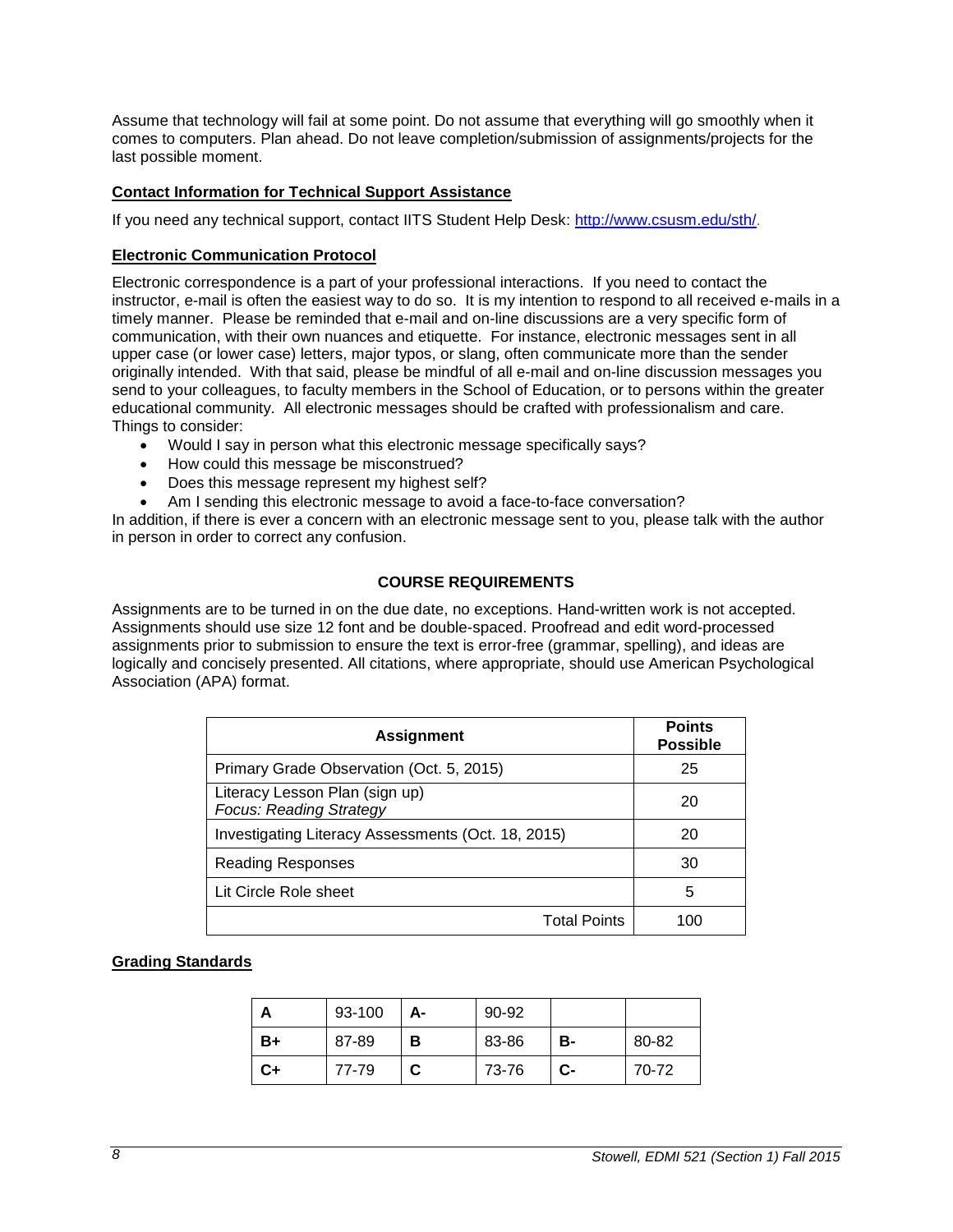Assume that technology will fail at some point. Do not assume that everything will go smoothly when it comes to computers. Plan ahead. Do not leave completion/submission of assignments/projects for the last possible moment.

### Contact Information for Technical Support Assistance

If you need any technical support, contact IITS Student Help Desk: http://www.csusm.edu/sth/.

### Electronic Communication Protocol

Electronic correspondence is a part of your professional interactions. If you need to contact the instructor, e-mail is often the easiest way to do so. It is my intention to respond to all received e-mails in a timely manner. Please be reminded that e-mail and on-line discussions are a very specific form of communication, with their own nuances and etiquette. For instance, electronic messages sent in all upper case (or lower case) letters, major typos, or slang, often communicate more than the sender originally intended. With that said, please be mindful of all e-mail and on-line discussion messages you send to your colleagues, to faculty members in the School of Education, or to persons within the greater educational community. All electronic messages should be crafted with professionalism and care.
Things to consider:

- Would I say in person what this electronic message specifically says?
- How could this message be misconstrued?
- Does this message represent my highest self?
- Am I sending this electronic message to avoid a face-to-face conversation?

In addition, if there is ever a concern with an electronic message sent to you, please talk with the author in person in order to correct any confusion.

## COURSE REQUIREMENTS

Assignments are to be turned in on the due date, no exceptions. Hand-written work is not accepted. Assignments should use size 12 font and be double-spaced. Proofread and edit word-processed assignments prior to submission to ensure the text is error-free (grammar, spelling), and ideas are logically and concisely presented. All citations, where appropriate, should use American Psychological Association (APA) format.

| Assignment | Points Possible |
|---|---|
| Primary Grade Observation (Oct. 5, 2015) | 25 |
| Literacy Lesson Plan (sign up)<br>*Focus: Reading Strategy* | 20 |
| Investigating Literacy Assessments (Oct. 18, 2015) | 20 |
| Reading Responses | 30 |
| Lit Circle Role sheet | 5 |
| Total Points | 100 |

### Grading Standards

| A | 93-100 | A- | 90-92 | | |
|---|---|---|---|---|---|
| B+ | 87-89 | B | 83-86 | B- | 80-82 |
| C+ | 77-79 | C | 73-76 | C- | 70-72 |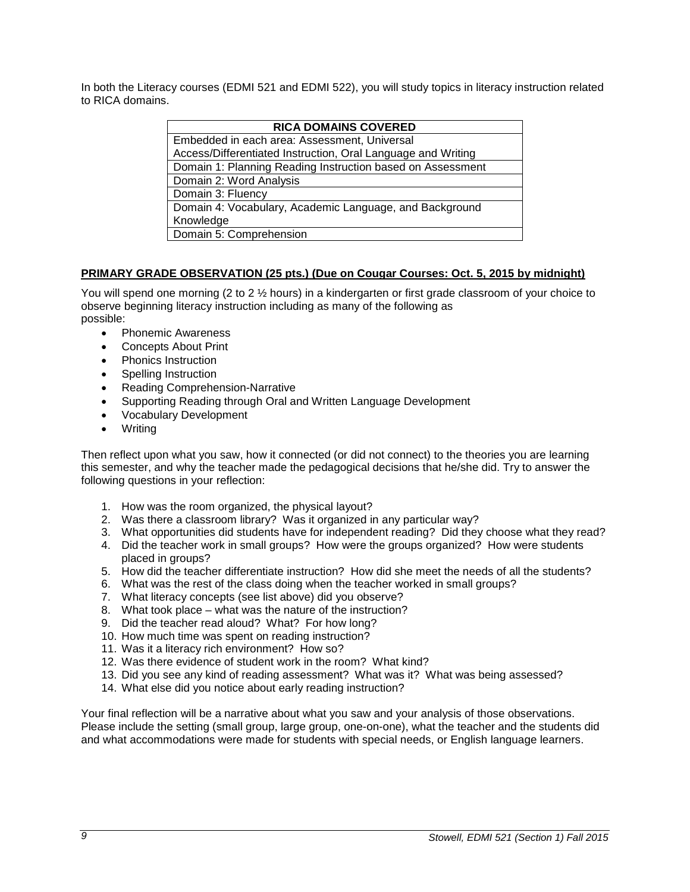In both the Literacy courses (EDMI 521 and EDMI 522), you will study topics in literacy instruction related to RICA domains.

| RICA DOMAINS COVERED |
| --- |
| Embedded in each area: Assessment, Universal Access/Differentiated Instruction, Oral Language and Writing |
| Domain 1: Planning Reading Instruction based on Assessment |
| Domain 2: Word Analysis |
| Domain 3: Fluency |
| Domain 4: Vocabulary, Academic Language, and Background Knowledge |
| Domain 5: Comprehension |

**PRIMARY GRADE OBSERVATION (25 pts.) (Due on Cougar Courses: Oct. 5, 2015 by midnight)**

You will spend one morning (2 to 2 ½ hours) in a kindergarten or first grade classroom of your choice to observe beginning literacy instruction including as many of the following as possible:

- Phonemic Awareness
- Concepts About Print
- Phonics Instruction
- Spelling Instruction
- Reading Comprehension-Narrative
- Supporting Reading through Oral and Written Language Development
- Vocabulary Development
- Writing

Then reflect upon what you saw, how it connected (or did not connect) to the theories you are learning this semester, and why the teacher made the pedagogical decisions that he/she did. Try to answer the following questions in your reflection:

1. How was the room organized, the physical layout?
2. Was there a classroom library? Was it organized in any particular way?
3. What opportunities did students have for independent reading? Did they choose what they read?
4. Did the teacher work in small groups? How were the groups organized? How were students placed in groups?
5. How did the teacher differentiate instruction? How did she meet the needs of all the students?
6. What was the rest of the class doing when the teacher worked in small groups?
7. What literacy concepts (see list above) did you observe?
8. What took place – what was the nature of the instruction?
9. Did the teacher read aloud? What? For how long?
10. How much time was spent on reading instruction?
11. Was it a literacy rich environment? How so?
12. Was there evidence of student work in the room? What kind?
13. Did you see any kind of reading assessment? What was it? What was being assessed?
14. What else did you notice about early reading instruction?

Your final reflection will be a narrative about what you saw and your analysis of those observations. Please include the setting (small group, large group, one-on-one), what the teacher and the students did and what accommodations were made for students with special needs, or English language learners.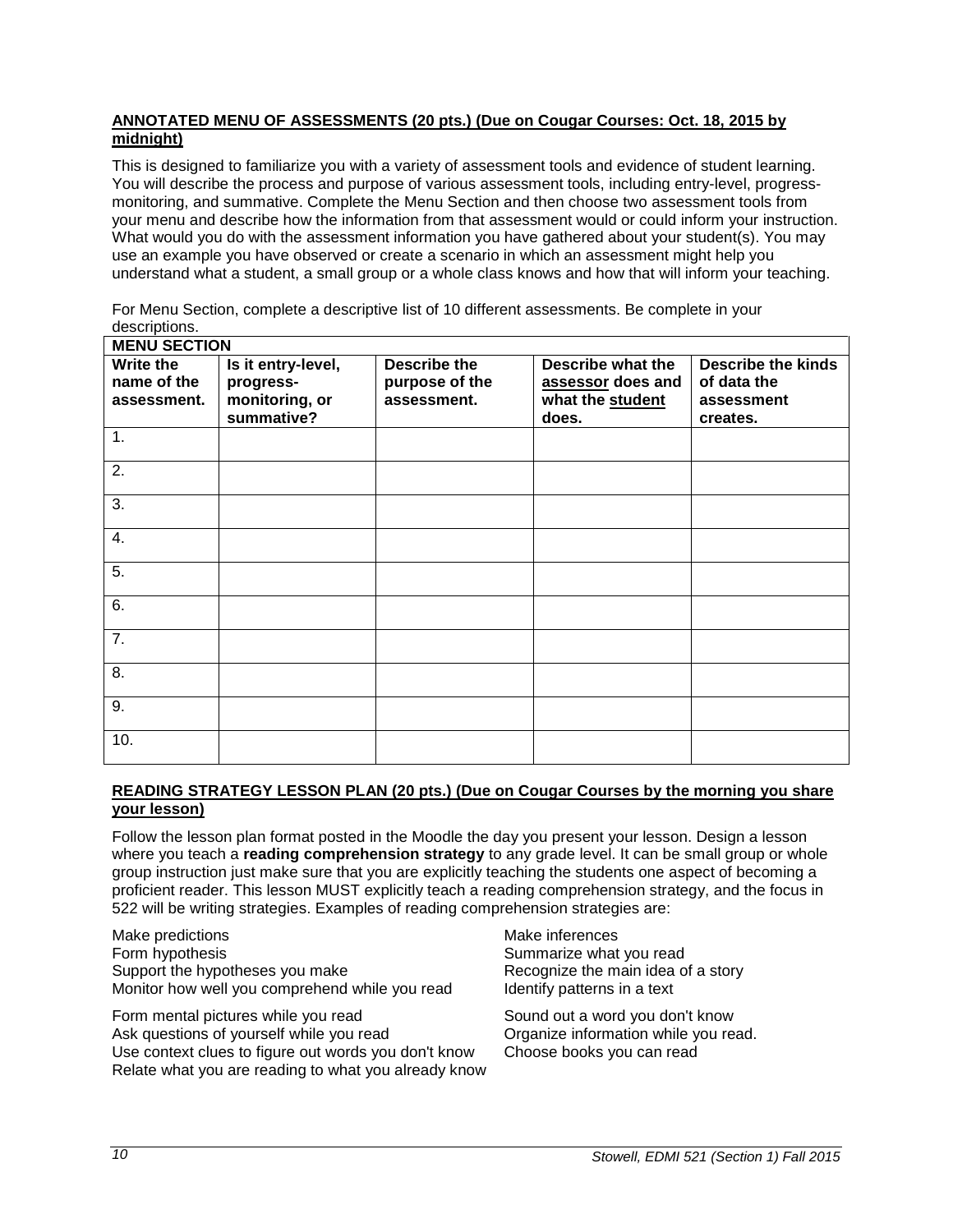**ANNOTATED MENU OF ASSESSMENTS (20 pts.) (Due on Cougar Courses: Oct. 18, 2015 by midnight)**

This is designed to familiarize you with a variety of assessment tools and evidence of student learning. You will describe the process and purpose of various assessment tools, including entry-level, progress-monitoring, and summative. Complete the Menu Section and then choose two assessment tools from your menu and describe how the information from that assessment would or could inform your instruction. What would you do with the assessment information you have gathered about your student(s). You may use an example you have observed or create a scenario in which an assessment might help you understand what a student, a small group or a whole class knows and how that will inform your teaching.

For Menu Section, complete a descriptive list of 10 different assessments. Be complete in your descriptions.

| **MENU SECTION** | | | | |
|---|---|---|---|---|
| **Write the name of the assessment.** | **Is it entry-level, progress-monitoring, or summative?** | **Describe the purpose of the assessment.** | **Describe what the assessor does and what the student does.** | **Describe the kinds of data the assessment creates.** |
| 1. | | | | |
| 2. | | | | |
| 3. | | | | |
| 4. | | | | |
| 5. | | | | |
| 6. | | | | |
| 7. | | | | |
| 8. | | | | |
| 9. | | | | |
| 10. | | | | |

**READING STRATEGY LESSON PLAN (20 pts.) (Due on Cougar Courses by the morning you share your lesson)**

Follow the lesson plan format posted in the Moodle the day you present your lesson. Design a lesson where you teach a **reading comprehension strategy** to any grade level. It can be small group or whole group instruction just make sure that you are explicitly teaching the students one aspect of becoming a proficient reader. This lesson MUST explicitly teach a reading comprehension strategy, and the focus in 522 will be writing strategies. Examples of reading comprehension strategies are:

Make predictions
Form hypothesis
Support the hypotheses you make
Monitor how well you comprehend while you read

Form mental pictures while you read
Ask questions of yourself while you read
Use context clues to figure out words you don't know
Relate what you are reading to what you already know

Make inferences
Summarize what you read
Recognize the main idea of a story
Identify patterns in a text

Sound out a word you don't know
Organize information while you read.
Choose books you can read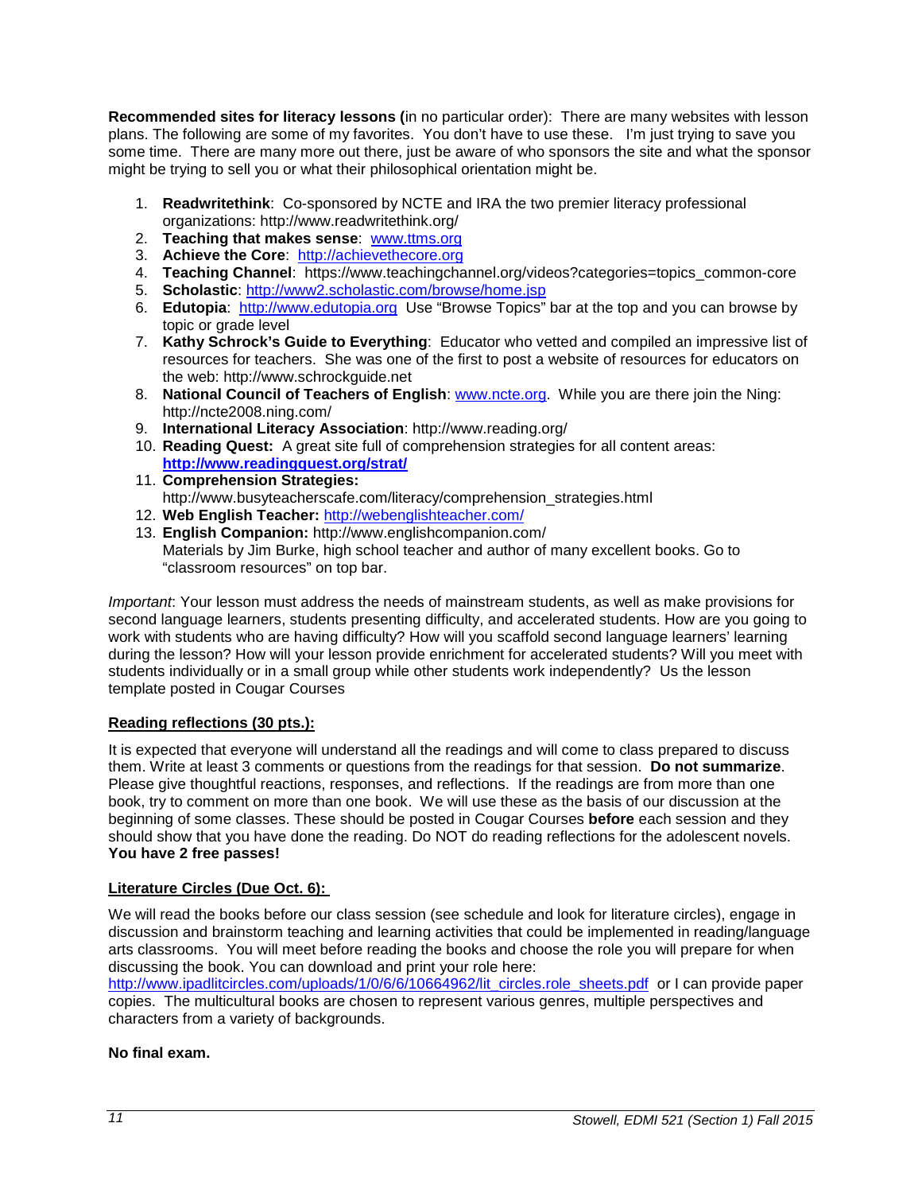**Recommended sites for literacy lessons (**in no particular order): There are many websites with lesson plans. The following are some of my favorites. You don't have to use these. I'm just trying to save you some time. There are many more out there, just be aware of who sponsors the site and what the sponsor might be trying to sell you or what their philosophical orientation might be.

1. **Readwritethink**: Co-sponsored by NCTE and IRA the two premier literacy professional organizations: http://www.readwritethink.org/
2. **Teaching that makes sense**: www.ttms.org
3. **Achieve the Core**: http://achievethecore.org
4. **Teaching Channel**: https://www.teachingchannel.org/videos?categories=topics_common-core
5. **Scholastic**: http://www2.scholastic.com/browse/home.jsp
6. **Edutopia**: http://www.edutopia.org Use "Browse Topics" bar at the top and you can browse by topic or grade level
7. **Kathy Schrock's Guide to Everything**: Educator who vetted and compiled an impressive list of resources for teachers. She was one of the first to post a website of resources for educators on the web: http://www.schrockguide.net
8. **National Council of Teachers of English**: www.ncte.org. While you are there join the Ning: http://ncte2008.ning.com/
9. **International Literacy Association**: http://www.reading.org/
10. **Reading Quest:** A great site full of comprehension strategies for all content areas: **http://www.readingquest.org/strat/**
11. **Comprehension Strategies:** http://www.busyteacherscafe.com/literacy/comprehension_strategies.html
12. **Web English Teacher:** http://webenglishteacher.com/
13. **English Companion:** http://www.englishcompanion.com/
    Materials by Jim Burke, high school teacher and author of many excellent books. Go to "classroom resources" on top bar.

*Important*: Your lesson must address the needs of mainstream students, as well as make provisions for second language learners, students presenting difficulty, and accelerated students. How are you going to work with students who are having difficulty? How will you scaffold second language learners' learning during the lesson? How will your lesson provide enrichment for accelerated students? Will you meet with students individually or in a small group while other students work independently? Us the lesson template posted in Cougar Courses

**Reading reflections (30 pts.):**

It is expected that everyone will understand all the readings and will come to class prepared to discuss them. Write at least 3 comments or questions from the readings for that session. **Do not summarize**. Please give thoughtful reactions, responses, and reflections. If the readings are from more than one book, try to comment on more than one book. We will use these as the basis of our discussion at the beginning of some classes. These should be posted in Cougar Courses **before** each session and they should show that you have done the reading. Do NOT do reading reflections for the adolescent novels. **You have 2 free passes!**

**Literature Circles (Due Oct. 6):**

We will read the books before our class session (see schedule and look for literature circles), engage in discussion and brainstorm teaching and learning activities that could be implemented in reading/language arts classrooms. You will meet before reading the books and choose the role you will prepare for when discussing the book. You can download and print your role here: http://www.ipadlitcircles.com/uploads/1/0/6/6/10664962/lit_circles.role_sheets.pdf or I can provide paper copies. The multicultural books are chosen to represent various genres, multiple perspectives and characters from a variety of backgrounds.

**No final exam.**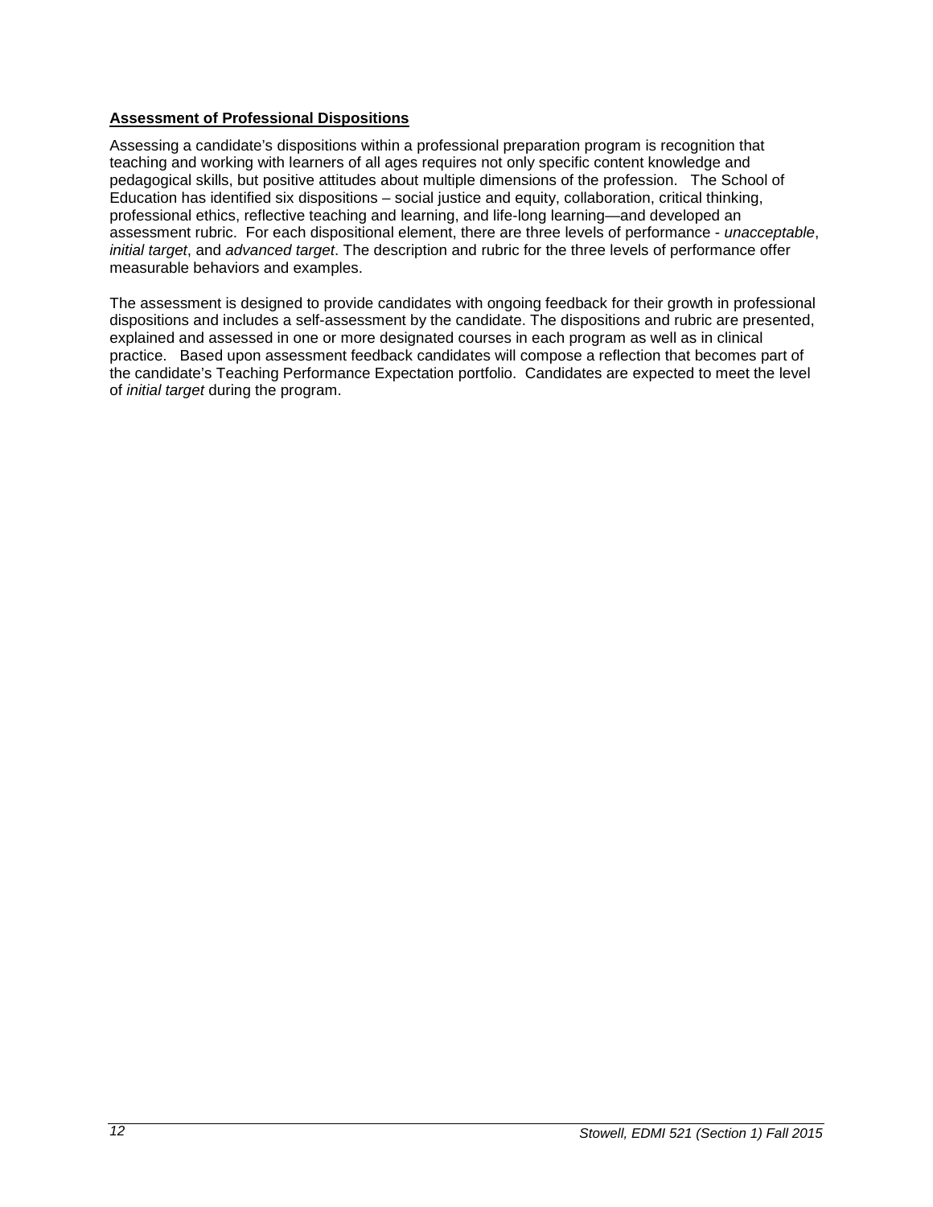**Assessment of Professional Dispositions**

Assessing a candidate's dispositions within a professional preparation program is recognition that teaching and working with learners of all ages requires not only specific content knowledge and pedagogical skills, but positive attitudes about multiple dimensions of the profession. The School of Education has identified six dispositions – social justice and equity, collaboration, critical thinking, professional ethics, reflective teaching and learning, and life-long learning—and developed an assessment rubric. For each dispositional element, there are three levels of performance - *unacceptable*, *initial target*, and *advanced target*. The description and rubric for the three levels of performance offer measurable behaviors and examples.

The assessment is designed to provide candidates with ongoing feedback for their growth in professional dispositions and includes a self-assessment by the candidate. The dispositions and rubric are presented, explained and assessed in one or more designated courses in each program as well as in clinical practice. Based upon assessment feedback candidates will compose a reflection that becomes part of the candidate's Teaching Performance Expectation portfolio. Candidates are expected to meet the level of *initial target* during the program.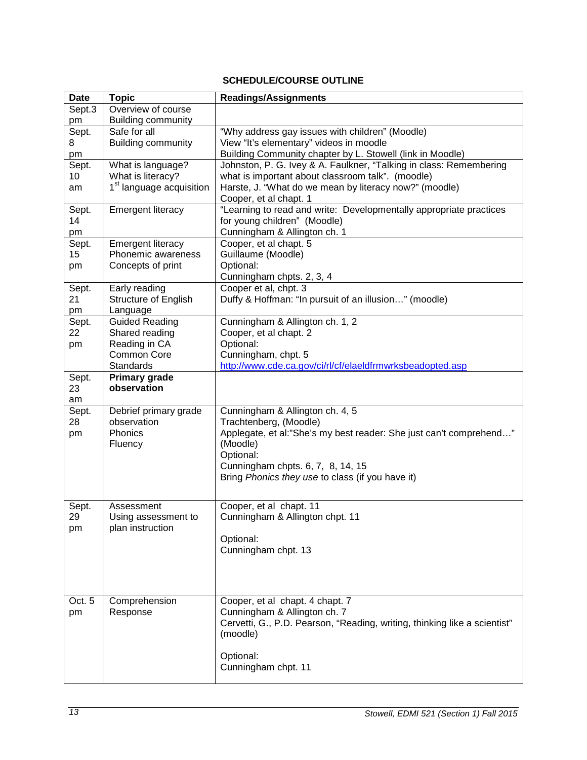## SCHEDULE/COURSE OUTLINE

| Date | Topic | Readings/Assignments |
|---|---|---|
| Sept.3 pm | Overview of course<br>Building community | |
| Sept. 8 pm | Safe for all<br>Building community | "Why address gay issues with children" (Moodle)<br>View "It's elementary" videos in moodle<br>Building Community chapter by L. Stowell (link in Moodle) |
| Sept. 10 am | What is language?<br>What is literacy?<br>1st language acquisition | Johnston, P. G. Ivey & A. Faulkner, "Talking in class: Remembering what is important about classroom talk". (moodle)<br>Harste, J. "What do we mean by literacy now?" (moodle)<br>Cooper, et al chapt. 1 |
| Sept. 14 pm | Emergent literacy | "Learning to read and write: Developmentally appropriate practices for young children" (Moodle)<br>Cunningham & Allington ch. 1 |
| Sept. 15 pm | Emergent literacy<br>Phonemic awareness<br>Concepts of print | Cooper, et al chapt. 5<br>Guillaume (Moodle)<br>Optional:<br>Cunningham chpts. 2, 3, 4 |
| Sept. 21 pm | Early reading<br>Structure of English Language | Cooper et al, chpt. 3<br>Duffy & Hoffman: "In pursuit of an illusion…" (moodle) |
| Sept. 22 pm | Guided Reading<br>Shared reading<br>Reading in CA<br>Common Core Standards | Cunningham & Allington ch. 1, 2<br>Cooper, et al chapt. 2<br>Optional:<br>Cunningham, chpt. 5<br>http://www.cde.ca.gov/ci/rl/cf/elaeldfrmwrksbeadopted.asp |
| Sept. 23 am | **Primary grade observation** | |
| Sept. 28 pm | Debrief primary grade observation<br>Phonics<br>Fluency | Cunningham & Allington ch. 4, 5<br>Trachtenberg, (Moodle)<br>Applegate, et al:"She's my best reader: She just can't comprehend…" (Moodle)<br>Optional:<br>Cunningham chpts. 6, 7, 8, 14, 15<br>Bring *Phonics they use* to class (if you have it) |
| Sept. 29 pm | Assessment<br>Using assessment to plan instruction | Cooper, et al chapt. 11<br>Cunningham & Allington chpt. 11<br><br>Optional:<br>Cunningham chpt. 13 |
| Oct. 5 pm | Comprehension<br>Response | Cooper, et al chapt. 4 chapt. 7<br>Cunningham & Allington ch. 7<br>Cervetti, G., P.D. Pearson, "Reading, writing, thinking like a scientist" (moodle)<br><br>Optional:<br>Cunningham chpt. 11 |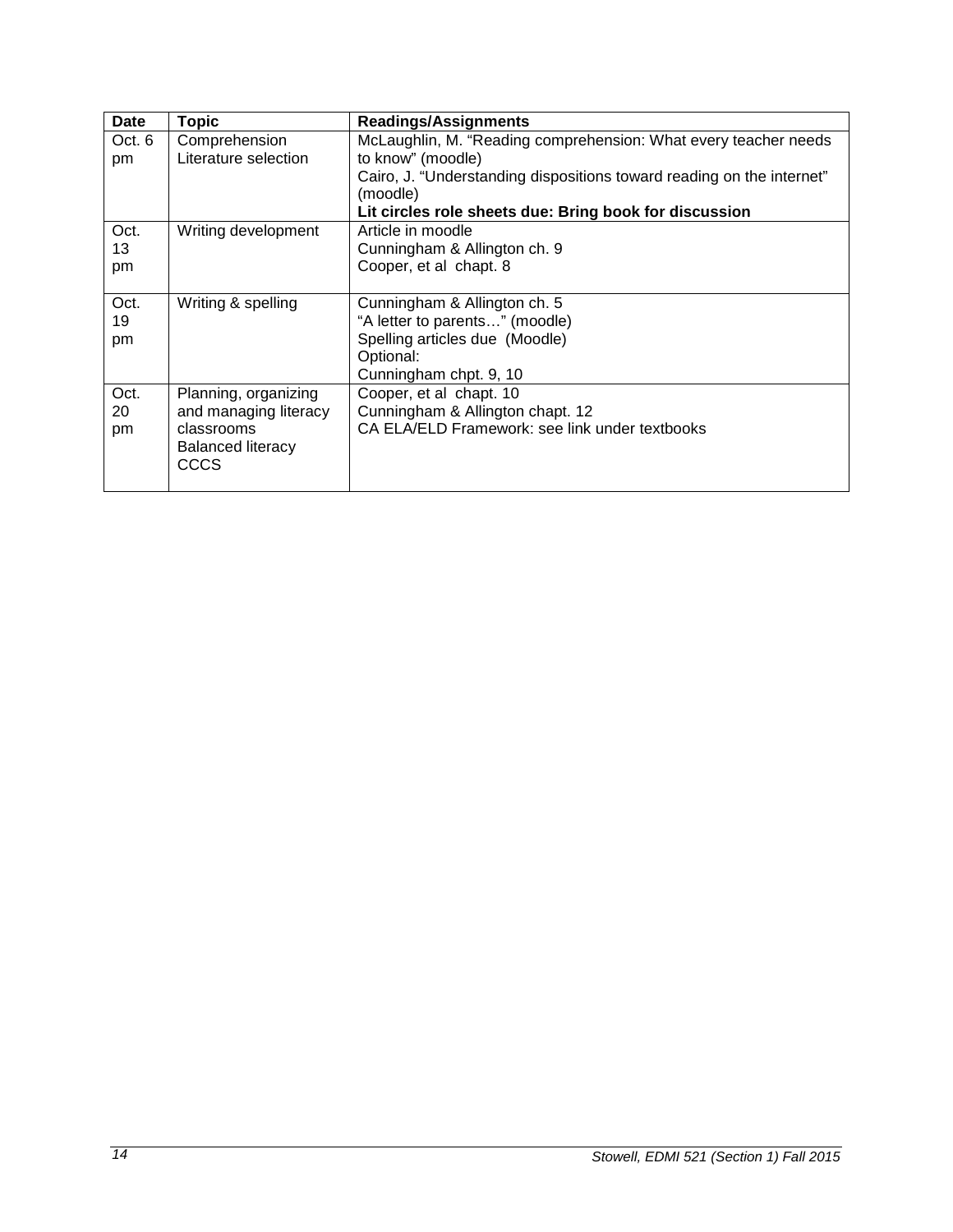| Date | Topic | Readings/Assignments |
|---|---|---|
| Oct. 6 pm | Comprehension<br>Literature selection | McLaughlin, M. “Reading comprehension: What every teacher needs to know” (moodle)<br>Cairo, J. “Understanding dispositions toward reading on the internet” (moodle)<br>**Lit circles role sheets due: Bring book for discussion** |
| Oct. 13 pm | Writing development | Article in moodle<br>Cunningham & Allington ch. 9<br>Cooper, et al chapt. 8 |
| Oct. 19 pm | Writing & spelling | Cunningham & Allington ch. 5<br>“A letter to parents…” (moodle)<br>Spelling articles due (Moodle)<br>Optional:<br>Cunningham chpt. 9, 10 |
| Oct. 20 pm | Planning, organizing and managing literacy classrooms<br>Balanced literacy<br>CCCS | Cooper, et al chapt. 10<br>Cunningham & Allington chapt. 12<br>CA ELA/ELD Framework: see link under textbooks |